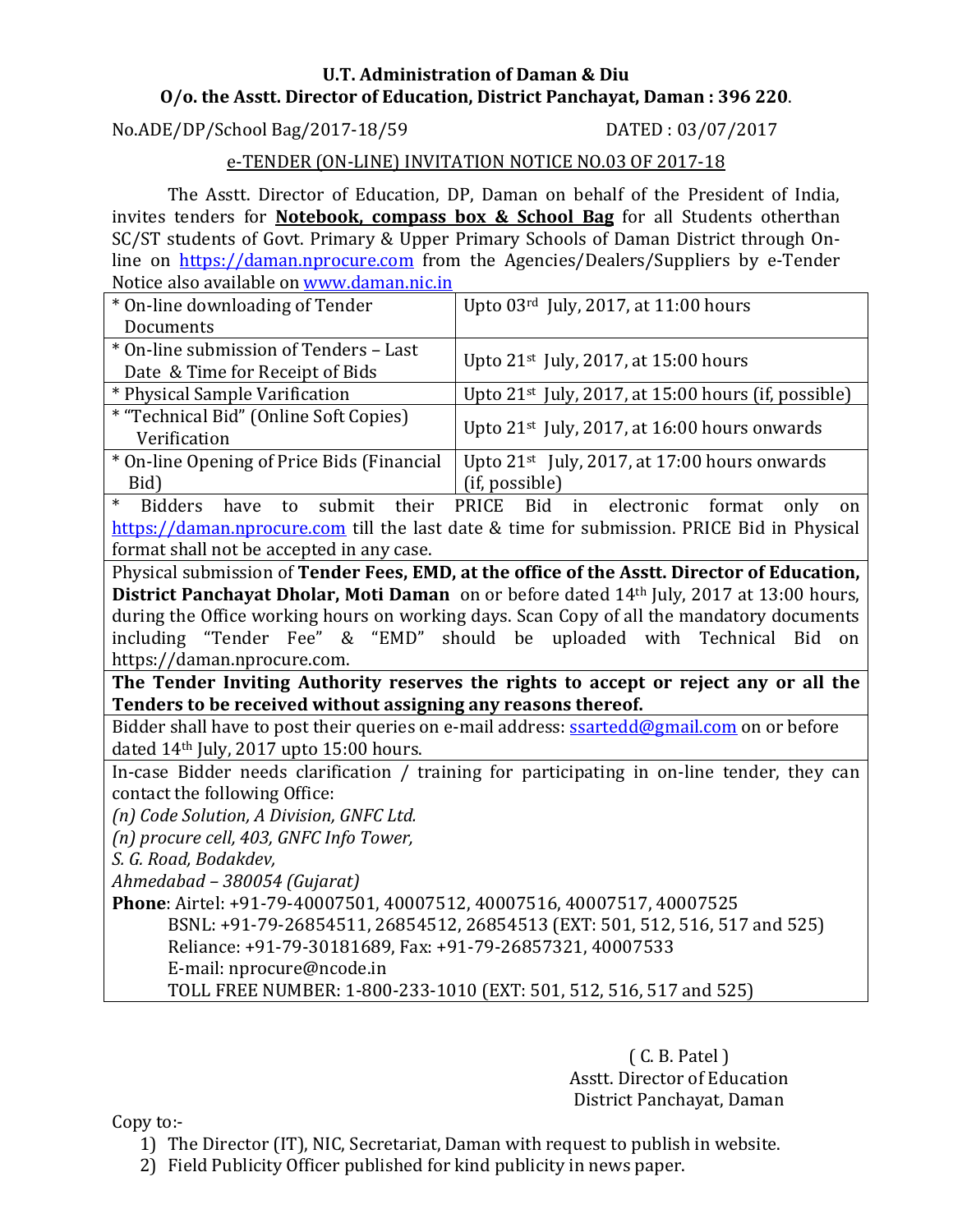**U.T. Administration of Daman & Diu**
**O/o. the Asstt. Director of Education, District Panchayat, Daman : 396 220.**

No.ADE/DP/School Bag/2017-18/59 DATED : 03/07/2017

e-TENDER (ON-LINE) INVITATION NOTICE NO.03 OF 2017-18

The Asstt. Director of Education, DP, Daman on behalf of the President of India, invites tenders for **Notebook, compass box & School Bag** for all Students otherthan SC/ST students of Govt. Primary & Upper Primary Schools of Daman District through On-line on https://daman.nprocure.com from the Agencies/Dealers/Suppliers by e-Tender Notice also available on www.daman.nic.in

| * On-line downloading of Tender Documents | Upto 03rd July, 2017, at 11:00 hours |
|---|---|
| * On-line submission of Tenders – Last Date & Time for Receipt of Bids | Upto 21st July, 2017, at 15:00 hours |
| * Physical Sample Varification | Upto 21st July, 2017, at 15:00 hours (if, possible) |
| * "Technical Bid" (Online Soft Copies) Verification | Upto 21st July, 2017, at 16:00 hours onwards |
| * On-line Opening of Price Bids (Financial Bid) | Upto 21st July, 2017, at 17:00 hours onwards (if, possible) |

* Bidders have to submit their PRICE Bid in electronic format only on https://daman.nprocure.com till the last date & time for submission. PRICE Bid in Physical format shall not be accepted in any case.

Physical submission of **Tender Fees, EMD, at the office of the Asstt. Director of Education, District Panchayat Dholar, Moti Daman** on or before dated 14th July, 2017 at 13:00 hours, during the Office working hours on working days. Scan Copy of all the mandatory documents including "Tender Fee" & "EMD" should be uploaded with Technical Bid on https://daman.nprocure.com.

**The Tender Inviting Authority reserves the rights to accept or reject any or all the Tenders to be received without assigning any reasons thereof.**

Bidder shall have to post their queries on e-mail address: ssartedd@gmail.com on or before dated 14th July, 2017 upto 15:00 hours.

In-case Bidder needs clarification / training for participating in on-line tender, they can contact the following Office:

*(n) Code Solution, A Division, GNFC Ltd.*
*(n) procure cell, 403, GNFC Info Tower,*
*S. G. Road, Bodakdev,*
*Ahmedabad – 380054 (Gujarat)*

**Phone**: Airtel: +91-79-40007501, 40007512, 40007516, 40007517, 40007525
BSNL: +91-79-26854511, 26854512, 26854513 (EXT: 501, 512, 516, 517 and 525)
Reliance: +91-79-30181689, Fax: +91-79-26857321, 40007533
E-mail: nprocure@ncode.in
TOLL FREE NUMBER: 1-800-233-1010 (EXT: 501, 512, 516, 517 and 525)

( C. B. Patel )
Asstt. Director of Education
District Panchayat, Daman

Copy to:-

1) The Director (IT), NIC, Secretariat, Daman with request to publish in website.
2) Field Publicity Officer published for kind publicity in news paper.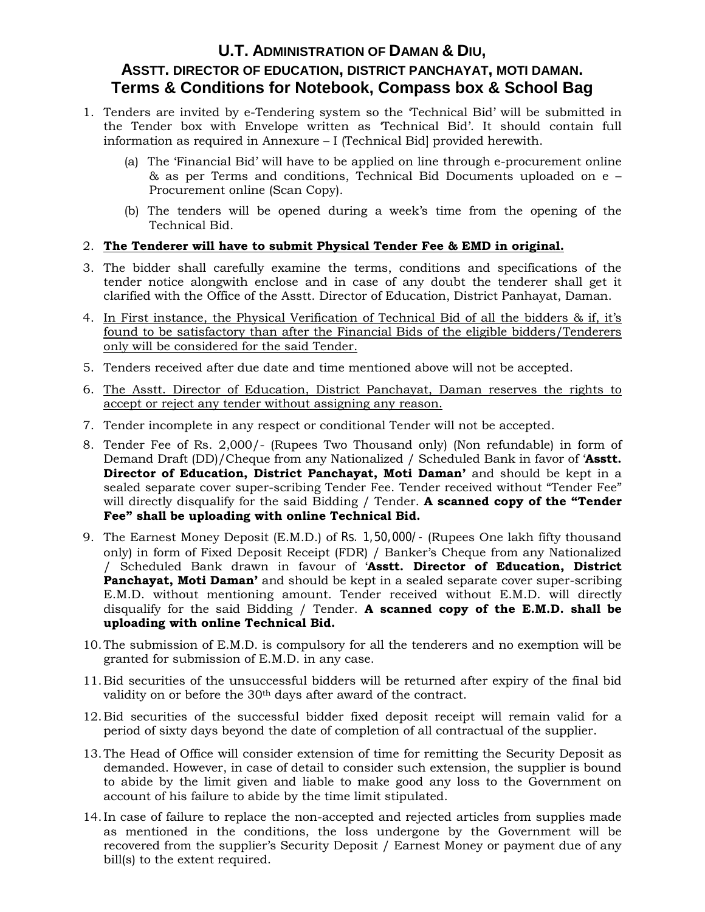# U.T. ADMINISTRATION OF DAMAN & DIU,

## ASSTT. DIRECTOR OF EDUCATION, DISTRICT PANCHAYAT, MOTI DAMAN.

## Terms & Conditions for Notebook, Compass box & School Bag

1. Tenders are invited by e-Tendering system so the 'Technical Bid' will be submitted in the Tender box with Envelope written as 'Technical Bid'. It should contain full information as required in Annexure – I (Technical Bid] provided herewith.
   - (a) The 'Financial Bid' will have to be applied on line through e-procurement online & as per Terms and conditions, Technical Bid Documents uploaded on e – Procurement online (Scan Copy).
   - (b) The tenders will be opened during a week's time from the opening of the Technical Bid.
2. **The Tenderer will have to submit Physical Tender Fee & EMD in original.**
3. The bidder shall carefully examine the terms, conditions and specifications of the tender notice alongwith enclose and in case of any doubt the tenderer shall get it clarified with the Office of the Asstt. Director of Education, District Panhayat, Daman.
4. In First instance, the Physical Verification of Technical Bid of all the bidders & if, it's found to be satisfactory than after the Financial Bids of the eligible bidders/Tenderers only will be considered for the said Tender.
5. Tenders received after due date and time mentioned above will not be accepted.
6. The Asstt. Director of Education, District Panchayat, Daman reserves the rights to accept or reject any tender without assigning any reason.
7. Tender incomplete in any respect or conditional Tender will not be accepted.
8. Tender Fee of Rs. 2,000/- (Rupees Two Thousand only) (Non refundable) in form of Demand Draft (DD)/Cheque from any Nationalized / Scheduled Bank in favor of '**Asstt. Director of Education, District Panchayat, Moti Daman'** and should be kept in a sealed separate cover super-scribing Tender Fee. Tender received without "Tender Fee" will directly disqualify for the said Bidding / Tender. **A scanned copy of the "Tender Fee" shall be uploading with online Technical Bid.**
9. The Earnest Money Deposit (E.M.D.) of Rs. 1,50,000/- (Rupees One lakh fifty thousand only) in form of Fixed Deposit Receipt (FDR) / Banker's Cheque from any Nationalized / Scheduled Bank drawn in favour of '**Asstt. Director of Education, District Panchayat, Moti Daman'** and should be kept in a sealed separate cover super-scribing E.M.D. without mentioning amount. Tender received without E.M.D. will directly disqualify for the said Bidding / Tender. **A scanned copy of the E.M.D. shall be uploading with online Technical Bid.**
10. The submission of E.M.D. is compulsory for all the tenderers and no exemption will be granted for submission of E.M.D. in any case.
11. Bid securities of the unsuccessful bidders will be returned after expiry of the final bid validity on or before the 30th days after award of the contract.
12. Bid securities of the successful bidder fixed deposit receipt will remain valid for a period of sixty days beyond the date of completion of all contractual of the supplier.
13. The Head of Office will consider extension of time for remitting the Security Deposit as demanded. However, in case of detail to consider such extension, the supplier is bound to abide by the limit given and liable to make good any loss to the Government on account of his failure to abide by the time limit stipulated.
14. In case of failure to replace the non-accepted and rejected articles from supplies made as mentioned in the conditions, the loss undergone by the Government will be recovered from the supplier's Security Deposit / Earnest Money or payment due of any bill(s) to the extent required.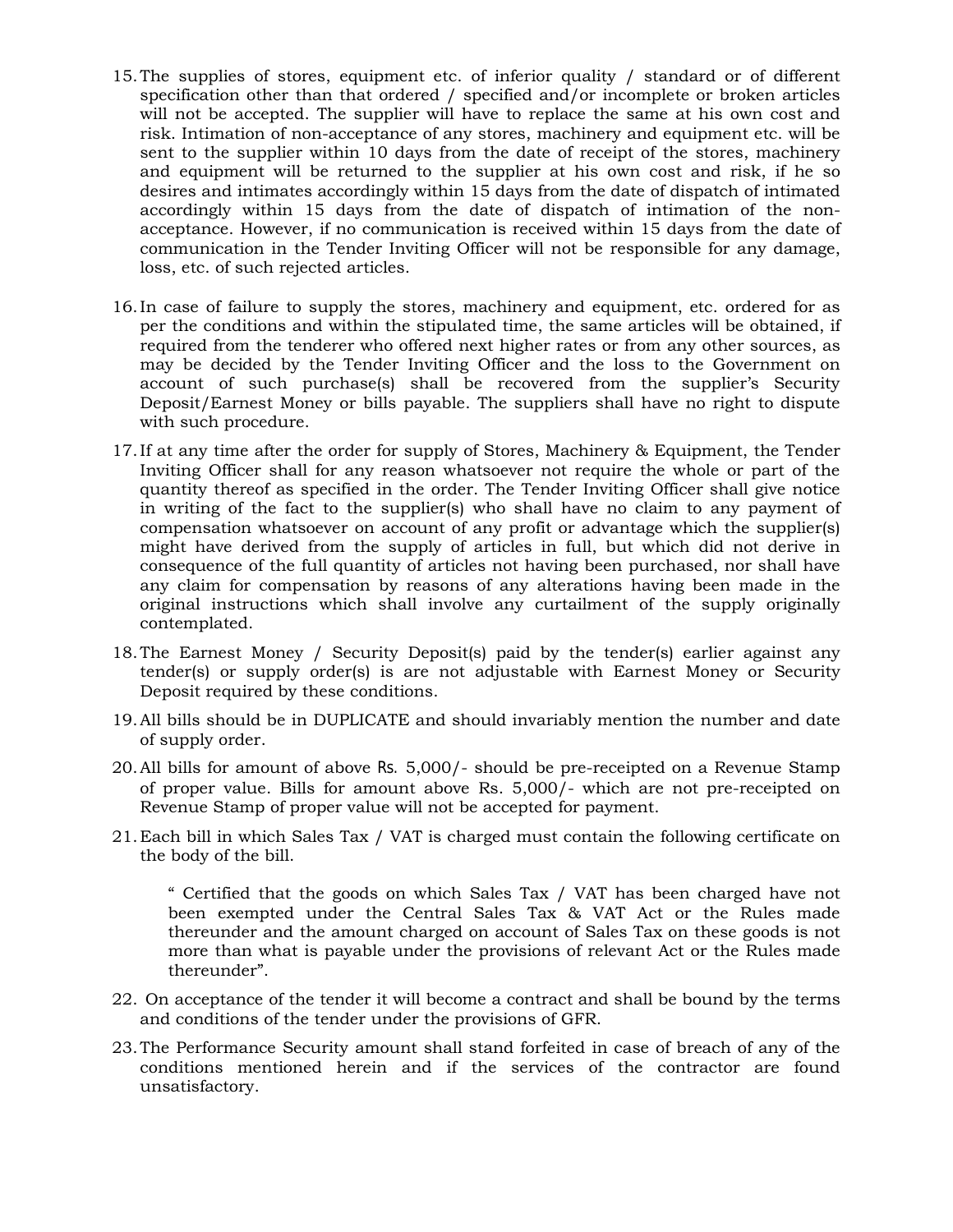15. The supplies of stores, equipment etc. of inferior quality / standard or of different specification other than that ordered / specified and/or incomplete or broken articles will not be accepted. The supplier will have to replace the same at his own cost and risk. Intimation of non-acceptance of any stores, machinery and equipment etc. will be sent to the supplier within 10 days from the date of receipt of the stores, machinery and equipment will be returned to the supplier at his own cost and risk, if he so desires and intimates accordingly within 15 days from the date of dispatch of intimated accordingly within 15 days from the date of dispatch of intimation of the non-acceptance. However, if no communication is received within 15 days from the date of communication in the Tender Inviting Officer will not be responsible for any damage, loss, etc. of such rejected articles.

16. In case of failure to supply the stores, machinery and equipment, etc. ordered for as per the conditions and within the stipulated time, the same articles will be obtained, if required from the tenderer who offered next higher rates or from any other sources, as may be decided by the Tender Inviting Officer and the loss to the Government on account of such purchase(s) shall be recovered from the supplier's Security Deposit/Earnest Money or bills payable. The suppliers shall have no right to dispute with such procedure.

17. If at any time after the order for supply of Stores, Machinery & Equipment, the Tender Inviting Officer shall for any reason whatsoever not require the whole or part of the quantity thereof as specified in the order. The Tender Inviting Officer shall give notice in writing of the fact to the supplier(s) who shall have no claim to any payment of compensation whatsoever on account of any profit or advantage which the supplier(s) might have derived from the supply of articles in full, but which did not derive in consequence of the full quantity of articles not having been purchased, nor shall have any claim for compensation by reasons of any alterations having been made in the original instructions which shall involve any curtailment of the supply originally contemplated.

18. The Earnest Money / Security Deposit(s) paid by the tender(s) earlier against any tender(s) or supply order(s) is are not adjustable with Earnest Money or Security Deposit required by these conditions.

19. All bills should be in DUPLICATE and should invariably mention the number and date of supply order.

20. All bills for amount of above Rs. 5,000/- should be pre-receipted on a Revenue Stamp of proper value. Bills for amount above Rs. 5,000/- which are not pre-receipted on Revenue Stamp of proper value will not be accepted for payment.

21. Each bill in which Sales Tax / VAT is charged must contain the following certificate on the body of the bill.

    " Certified that the goods on which Sales Tax / VAT has been charged have not been exempted under the Central Sales Tax & VAT Act or the Rules made thereunder and the amount charged on account of Sales Tax on these goods is not more than what is payable under the provisions of relevant Act or the Rules made thereunder".

22. On acceptance of the tender it will become a contract and shall be bound by the terms and conditions of the tender under the provisions of GFR.

23. The Performance Security amount shall stand forfeited in case of breach of any of the conditions mentioned herein and if the services of the contractor are found unsatisfactory.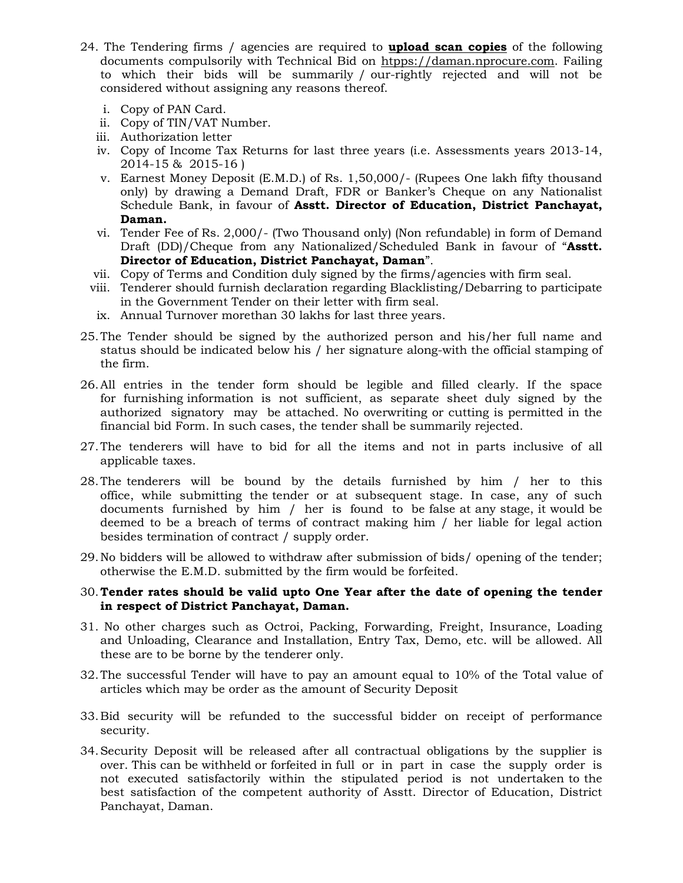24. The Tendering firms / agencies are required to **upload scan copies** of the following documents compulsorily with Technical Bid on htpps://daman.nprocure.com. Failing to which their bids will be summarily / our-rightly rejected and will not be considered without assigning any reasons thereof.

    i. Copy of PAN Card.
    ii. Copy of TIN/VAT Number.
    iii. Authorization letter
    iv. Copy of Income Tax Returns for last three years (i.e. Assessments years 2013-14, 2014-15 & 2015-16 )
    v. Earnest Money Deposit (E.M.D.) of Rs. 1,50,000/- (Rupees One lakh fifty thousand only) by drawing a Demand Draft, FDR or Banker's Cheque on any Nationalist Schedule Bank, in favour of **Asstt. Director of Education, District Panchayat, Daman.**
    vi. Tender Fee of Rs. 2,000/- (Two Thousand only) (Non refundable) in form of Demand Draft (DD)/Cheque from any Nationalized/Scheduled Bank in favour of "**Asstt. Director of Education, District Panchayat, Daman**".
    vii. Copy of Terms and Condition duly signed by the firms/agencies with firm seal.
    viii. Tenderer should furnish declaration regarding Blacklisting/Debarring to participate in the Government Tender on their letter with firm seal.
    ix. Annual Turnover morethan 30 lakhs for last three years.

25. The Tender should be signed by the authorized person and his/her full name and status should be indicated below his / her signature along-with the official stamping of the firm.

26. All entries in the tender form should be legible and filled clearly. If the space for furnishing information is not sufficient, as separate sheet duly signed by the authorized signatory may be attached. No overwriting or cutting is permitted in the financial bid Form. In such cases, the tender shall be summarily rejected.

27. The tenderers will have to bid for all the items and not in parts inclusive of all applicable taxes.

28. The tenderers will be bound by the details furnished by him / her to this office, while submitting the tender or at subsequent stage. In case, any of such documents furnished by him / her is found to be false at any stage, it would be deemed to be a breach of terms of contract making him / her liable for legal action besides termination of contract / supply order.

29. No bidders will be allowed to withdraw after submission of bids/ opening of the tender; otherwise the E.M.D. submitted by the firm would be forfeited.

30. **Tender rates should be valid upto One Year after the date of opening the tender in respect of District Panchayat, Daman.**

31. No other charges such as Octroi, Packing, Forwarding, Freight, Insurance, Loading and Unloading, Clearance and Installation, Entry Tax, Demo, etc. will be allowed. All these are to be borne by the tenderer only.

32. The successful Tender will have to pay an amount equal to 10% of the Total value of articles which may be order as the amount of Security Deposit

33. Bid security will be refunded to the successful bidder on receipt of performance security.

34. Security Deposit will be released after all contractual obligations by the supplier is over. This can be withheld or forfeited in full or in part in case the supply order is not executed satisfactorily within the stipulated period is not undertaken to the best satisfaction of the competent authority of Asstt. Director of Education, District Panchayat, Daman.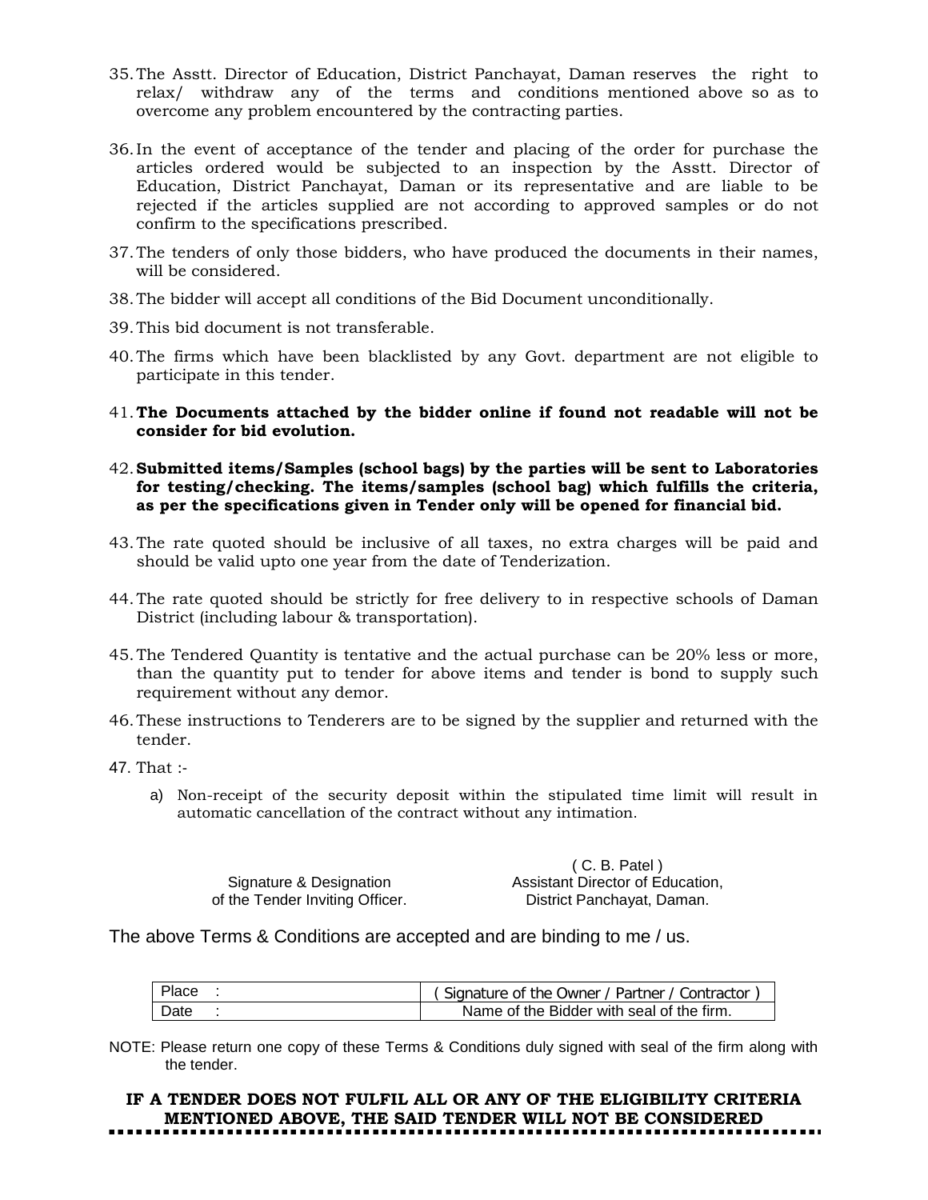35. The Asstt. Director of Education, District Panchayat, Daman reserves the right to relax/ withdraw any of the terms and conditions mentioned above so as to overcome any problem encountered by the contracting parties.

36. In the event of acceptance of the tender and placing of the order for purchase the articles ordered would be subjected to an inspection by the Asstt. Director of Education, District Panchayat, Daman or its representative and are liable to be rejected if the articles supplied are not according to approved samples or do not confirm to the specifications prescribed.

37. The tenders of only those bidders, who have produced the documents in their names, will be considered.

38. The bidder will accept all conditions of the Bid Document unconditionally.

39. This bid document is not transferable.

40. The firms which have been blacklisted by any Govt. department are not eligible to participate in this tender.

41. **The Documents attached by the bidder online if found not readable will not be consider for bid evolution.**

42. **Submitted items/Samples (school bags) by the parties will be sent to Laboratories for testing/checking. The items/samples (school bag) which fulfills the criteria, as per the specifications given in Tender only will be opened for financial bid.**

43. The rate quoted should be inclusive of all taxes, no extra charges will be paid and should be valid upto one year from the date of Tenderization.

44. The rate quoted should be strictly for free delivery to in respective schools of Daman District (including labour & transportation).

45. The Tendered Quantity is tentative and the actual purchase can be 20% less or more, than the quantity put to tender for above items and tender is bond to supply such requirement without any demor.

46. These instructions to Tenderers are to be signed by the supplier and returned with the tender.

47. That :-

    a) Non-receipt of the security deposit within the stipulated time limit will result in automatic cancellation of the contract without any intimation.

Signature & Designation
of the Tender Inviting Officer.

( C. B. Patel )
Assistant Director of Education,
District Panchayat, Daman.

The above Terms & Conditions are accepted and are binding to me / us.

| Place : | ( Signature of the Owner / Partner / Contractor ) |
|---|---|
| Date : | Name of the Bidder with seal of the firm. |

NOTE: Please return one copy of these Terms & Conditions duly signed with seal of the firm along with the tender.

**IF A TENDER DOES NOT FULFIL ALL OR ANY OF THE ELIGIBILITY CRITERIA MENTIONED ABOVE, THE SAID TENDER WILL NOT BE CONSIDERED**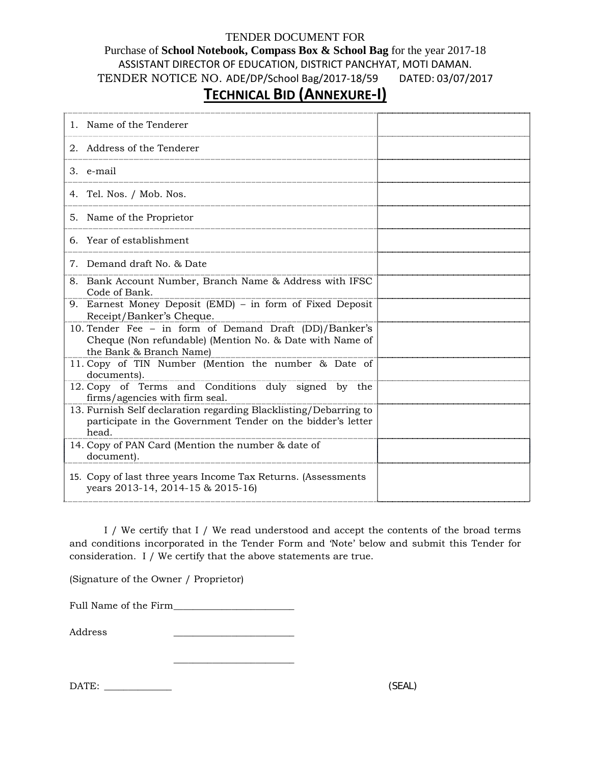TENDER DOCUMENT FOR

Purchase of **School Notebook, Compass Box & School Bag** for the year 2017-18

ASSISTANT DIRECTOR OF EDUCATION, DISTRICT PANCHYAT, MOTI DAMAN.

TENDER NOTICE NO. ADE/DP/School Bag/2017-18/59 DATED: 03/07/2017

# TECHNICAL BID (ANNEXURE-I)

| | |
|---|---|
| 1. Name of the Tenderer | |
| 2. Address of the Tenderer | |
| 3. e-mail | |
| 4. Tel. Nos. / Mob. Nos. | |
| 5. Name of the Proprietor | |
| 6. Year of establishment | |
| 7. Demand draft No. & Date | |
| 8. Bank Account Number, Branch Name & Address with IFSC Code of Bank. | |
| 9. Earnest Money Deposit (EMD) – in form of Fixed Deposit Receipt/Banker's Cheque. | |
| 10. Tender Fee – in form of Demand Draft (DD)/Banker's Cheque (Non refundable) (Mention No. & Date with Name of the Bank & Branch Name) | |
| 11. Copy of TIN Number (Mention the number & Date of documents). | |
| 12. Copy of Terms and Conditions duly signed by the firms/agencies with firm seal. | |
| 13. Furnish Self declaration regarding Blacklisting/Debarring to participate in the Government Tender on the bidder's letter head. | |
| 14. Copy of PAN Card (Mention the number & date of document). | |
| 15. Copy of last three years Income Tax Returns. (Assessments years 2013-14, 2014-15 & 2015-16) | |

I / We certify that I / We read understood and accept the contents of the broad terms and conditions incorporated in the Tender Form and 'Note' below and submit this Tender for consideration. I / We certify that the above statements are true.

(Signature of the Owner / Proprietor)

Full Name of the Firm________________________

Address ________________________

________________________

DATE: _____________ (SEAL)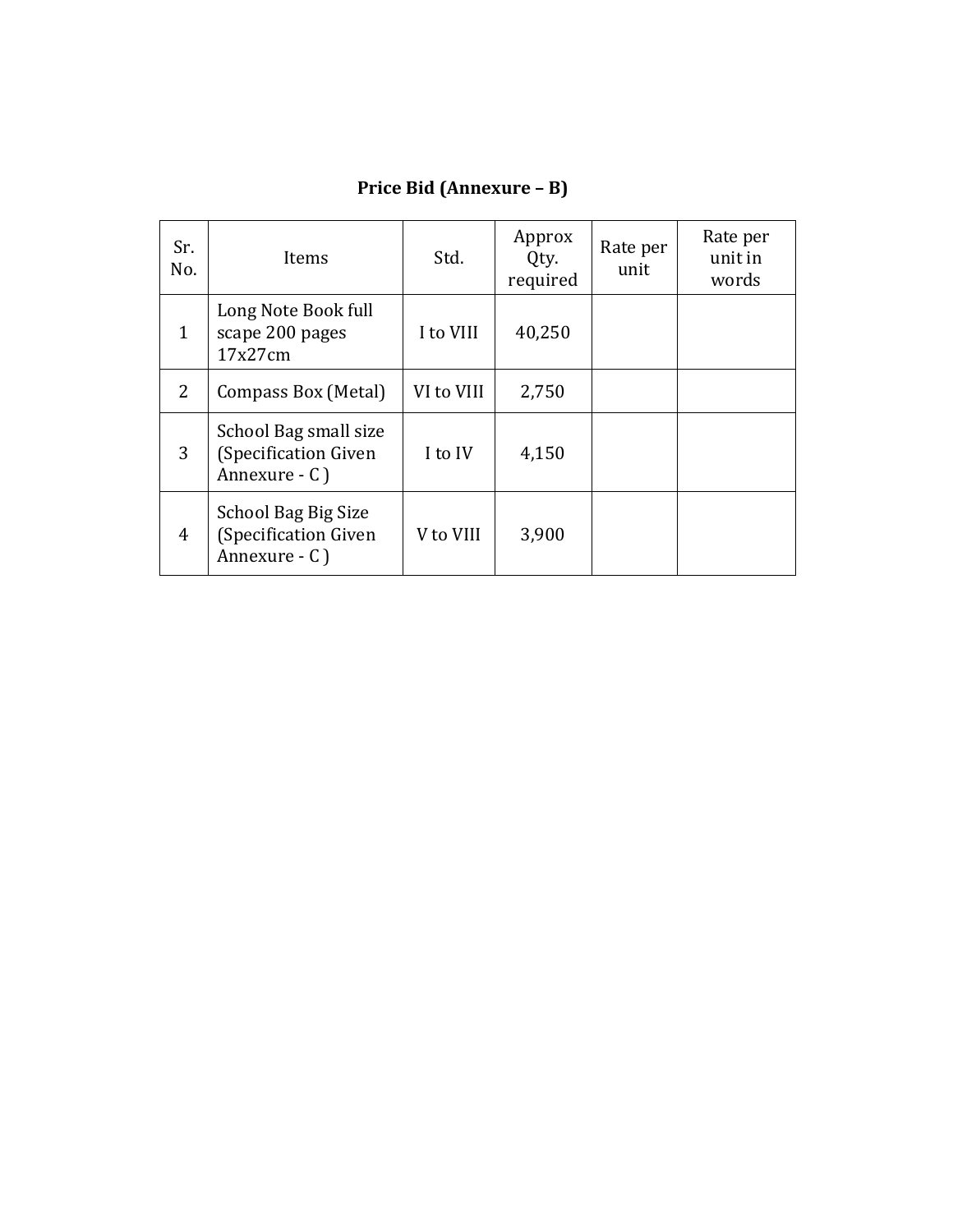**Price Bid (Annexure – B)**

| Sr. No. | Items | Std. | Approx Qty. required | Rate per unit | Rate per unit in words |
|---|---|---|---|---|---|
| 1 | Long Note Book full scape 200 pages 17x27cm | I to VIII | 40,250 | | |
| 2 | Compass Box (Metal) | VI to VIII | 2,750 | | |
| 3 | School Bag small size (Specification Given Annexure - C ) | I to IV | 4,150 | | |
| 4 | School Bag Big Size (Specification Given Annexure - C ) | V to VIII | 3,900 | | |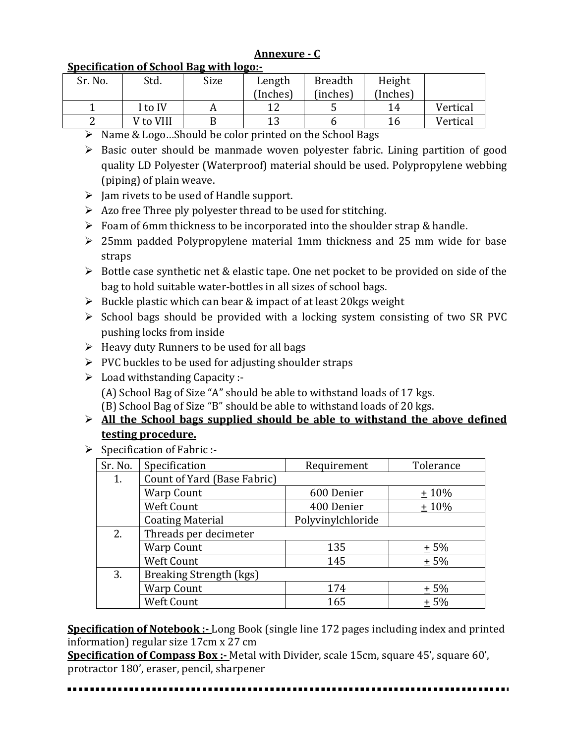## Annexure - C

**Specification of School Bag with logo:-**

| Sr. No. | Std. | Size | Length (Inches) | Breadth (inches) | Height (Inches) | |
|---|---|---|---|---|---|---|
| 1 | I to IV | A | 12 | 5 | 14 | Vertical |
| 2 | V to VIII | B | 13 | 6 | 16 | Vertical |

- Name & Logo…Should be color printed on the School Bags
- Basic outer should be manmade woven polyester fabric. Lining partition of good quality LD Polyester (Waterproof) material should be used. Polypropylene webbing (piping) of plain weave.
- Jam rivets to be used of Handle support.
- Azo free Three ply polyester thread to be used for stitching.
- Foam of 6mm thickness to be incorporated into the shoulder strap & handle.
- 25mm padded Polypropylene material 1mm thickness and 25 mm wide for base straps
- Bottle case synthetic net & elastic tape. One net pocket to be provided on side of the bag to hold suitable water-bottles in all sizes of school bags.
- Buckle plastic which can bear & impact of at least 20kgs weight
- School bags should be provided with a locking system consisting of two SR PVC pushing locks from inside
- Heavy duty Runners to be used for all bags
- PVC buckles to be used for adjusting shoulder straps
- Load withstanding Capacity :-
  (A) School Bag of Size "A" should be able to withstand loads of 17 kgs.
  (B) School Bag of Size "B" should be able to withstand loads of 20 kgs.
- <u>**All the School bags supplied should be able to withstand the above defined testing procedure.**</u>
- Specification of Fabric :-

| Sr. No. | Specification | Requirement | Tolerance |
|---|---|---|---|
| 1. | Count of Yard (Base Fabric) | | |
| | Warp Count | 600 Denier | ± 10% |
| | Weft Count | 400 Denier | ± 10% |
| | Coating Material | Polyvinylchloride | |
| 2. | Threads per decimeter | | |
| | Warp Count | 135 | ± 5% |
| | Weft Count | 145 | ± 5% |
| 3. | Breaking Strength (kgs) | | |
| | Warp Count | 174 | ± 5% |
| | Weft Count | 165 | ± 5% |

**Specification of Notebook :-** Long Book (single line 172 pages including index and printed information) regular size 17cm x 27 cm

**Specification of Compass Box :-** Metal with Divider, scale 15cm, square 45', square 60', protractor 180', eraser, pencil, sharpener